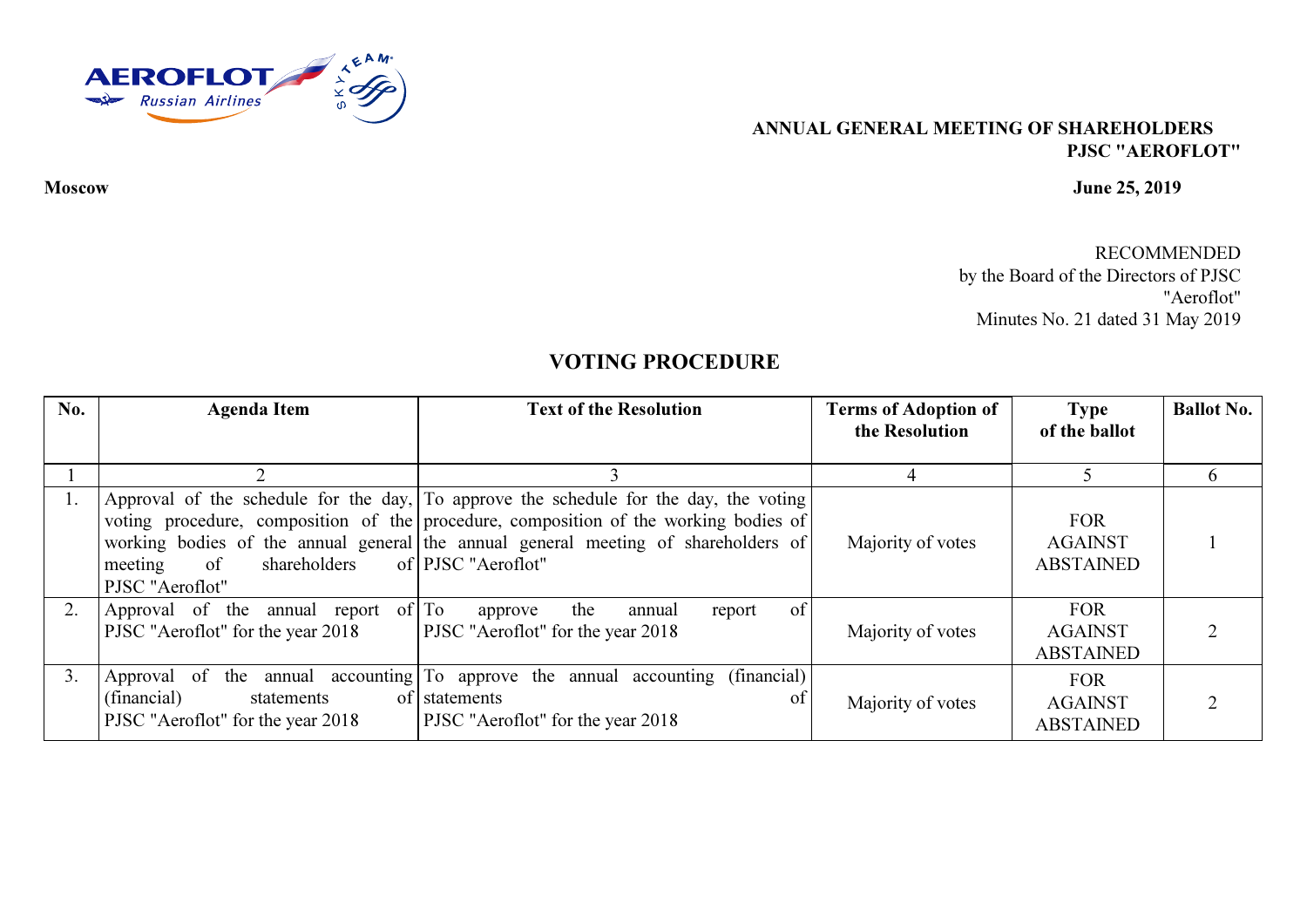**ANNUAL GENERAL MEETING OF SHAREHOLDERS**
**PJSC "AEROFLOT"**

**Moscow** **June 25, 2019**

RECOMMENDED
by the Board of the Directors of PJSC "Aeroflot"
Minutes No. 21 dated 31 May 2019

## VOTING PROCEDURE

| No. | Agenda Item | Text of the Resolution | Terms of Adoption of the Resolution | Type of the ballot | Ballot No. |
|---|---|---|---|---|---|
| 1 | 2 | 3 | 4 | 5 | 6 |
| 1. | Approval of the schedule for the day, voting procedure, composition of the working bodies of the annual general meeting of shareholders of PJSC "Aeroflot" | To approve the schedule for the day, the voting procedure, composition of the working bodies of the annual general meeting of shareholders of PJSC "Aeroflot" | Majority of votes | FOR AGAINST ABSTAINED | 1 |
| 2. | Approval of the annual report of PJSC "Aeroflot" for the year 2018 | To approve the annual report of PJSC "Aeroflot" for the year 2018 | Majority of votes | FOR AGAINST ABSTAINED | 2 |
| 3. | Approval of the annual accounting (financial) statements of PJSC "Aeroflot" for the year 2018 | To approve the annual accounting (financial) statements of PJSC "Aeroflot" for the year 2018 | Majority of votes | FOR AGAINST ABSTAINED | 2 |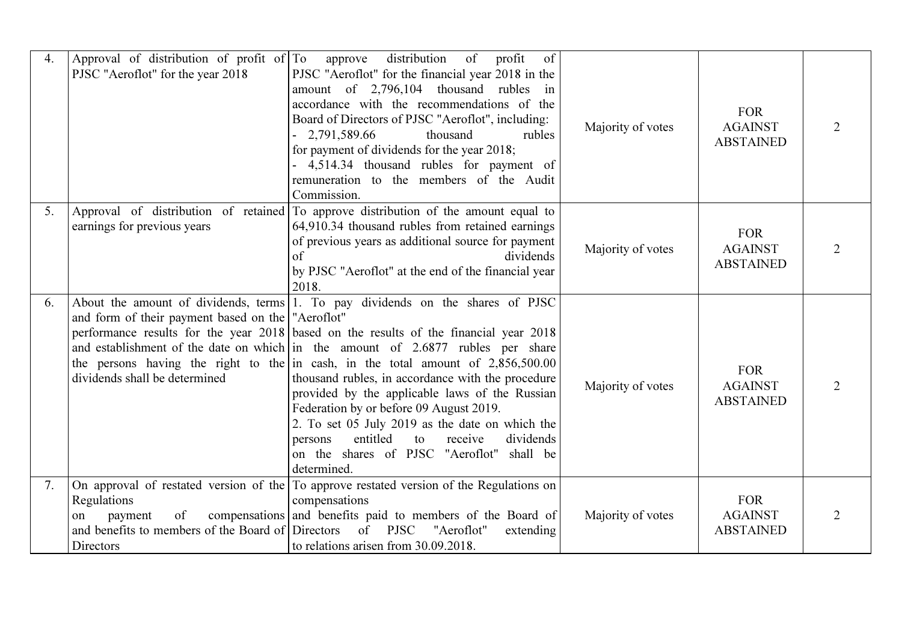| 4. | Approval of distribution of profit of PJSC "Aeroflot" for the year 2018 | To approve distribution of profit of PJSC "Aeroflot" for the financial year 2018 in the amount of 2,796,104 thousand rubles in accordance with the recommendations of the Board of Directors of PJSC "Aeroflot", including:<br>- 2,791,589.66 thousand rubles for payment of dividends for the year 2018;<br>- 4,514.34 thousand rubles for payment of remuneration to the members of the Audit Commission. | Majority of votes | FOR<br>AGAINST<br>ABSTAINED | 2 |
|---|---|---|---|---|---|
| 5. | Approval of distribution of retained earnings for previous years | To approve distribution of the amount equal to 64,910.34 thousand rubles from retained earnings of previous years as additional source for payment of dividends by PJSC "Aeroflot" at the end of the financial year 2018. | Majority of votes | FOR<br>AGAINST<br>ABSTAINED | 2 |
| 6. | About the amount of dividends, terms and form of their payment based on the performance results for the year 2018 and establishment of the date on which the persons having the right to the dividends shall be determined | 1. To pay dividends on the shares of PJSC "Aeroflot" based on the results of the financial year 2018 in the amount of 2.6877 rubles per share in cash, in the total amount of 2,856,500.00 thousand rubles, in accordance with the procedure provided by the applicable laws of the Russian Federation by or before 09 August 2019.<br>2. To set 05 July 2019 as the date on which the persons entitled to receive dividends on the shares of PJSC "Aeroflot" shall be determined. | Majority of votes | FOR<br>AGAINST<br>ABSTAINED | 2 |
| 7. | On approval of restated version of the Regulations on payment of compensations and benefits to members of the Board of Directors | To approve restated version of the Regulations on compensations and benefits paid to members of the Board of Directors of PJSC "Aeroflot" extending to relations arisen from 30.09.2018. | Majority of votes | FOR<br>AGAINST<br>ABSTAINED | 2 |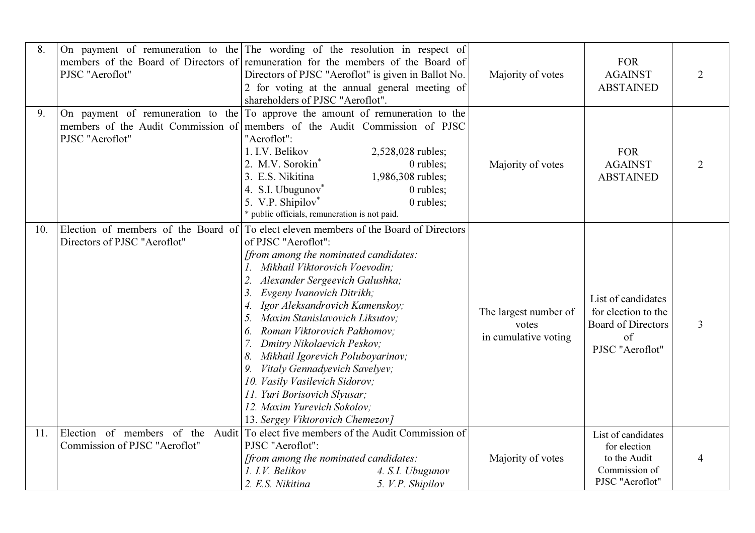| | | | | | |
|---|---|---|---|---|---|
| 8. | On payment of remuneration to the members of the Board of Directors of PJSC "Aeroflot" | The wording of the resolution in respect of remuneration for the members of the Board of Directors of PJSC "Aeroflot" is given in Ballot No. 2 for voting at the annual general meeting of shareholders of PJSC "Aeroflot". | Majority of votes | FOR<br>AGAINST<br>ABSTAINED | 2 |
| 9. | On payment of remuneration to the members of the Audit Commission of PJSC "Aeroflot" | To approve the amount of remuneration to the members of the Audit Commission of PJSC "Aeroflot":<br>1. I.V. Belikov 2,528,028 rubles;<br>2. M.V. Sorokin* 0 rubles;<br>3. E.S. Nikitina 1,986,308 rubles;<br>4. S.I. Ubugunov* 0 rubles;<br>5. V.P. Shipilov* 0 rubles;<br>* public officials, remuneration is not paid. | Majority of votes | FOR<br>AGAINST<br>ABSTAINED | 2 |
| 10. | Election of members of the Board of Directors of PJSC "Aeroflot" | To elect eleven members of the Board of Directors of PJSC "Aeroflot":<br>*[from among the nominated candidates:*<br>*1. Mikhail Viktorovich Voevodin;*<br>*2. Alexander Sergeevich Galushka;*<br>*3. Evgeny Ivanovich Ditrikh;*<br>*4. Igor Aleksandrovich Kamenskoy;*<br>*5. Maxim Stanislavovich Liksutov;*<br>*6. Roman Viktorovich Pakhomov;*<br>*7. Dmitry Nikolaevich Peskov;*<br>*8. Mikhail Igorevich Poluboyarinov;*<br>*9. Vitaly Gennadyevich Savelyev;*<br>*10. Vasily Vasilevich Sidorov;*<br>*11. Yuri Borisovich Slyusar;*<br>*12. Maxim Yurevich Sokolov;*<br>*13. Sergey Viktorovich Chemezov]* | The largest number of votes in cumulative voting | List of candidates for election to the Board of Directors of PJSC "Aeroflot" | 3 |
| 11. | Election of members of the Audit Commission of PJSC "Aeroflot" | To elect five members of the Audit Commission of PJSC "Aeroflot":<br>*[from among the nominated candidates:*<br>*1. I.V. Belikov* *4. S.I. Ubugunov*<br>*2. E.S. Nikitina* *5. V.P. Shipilov* | Majority of votes | List of candidates for election to the Audit Commission of PJSC "Aeroflot" | 4 |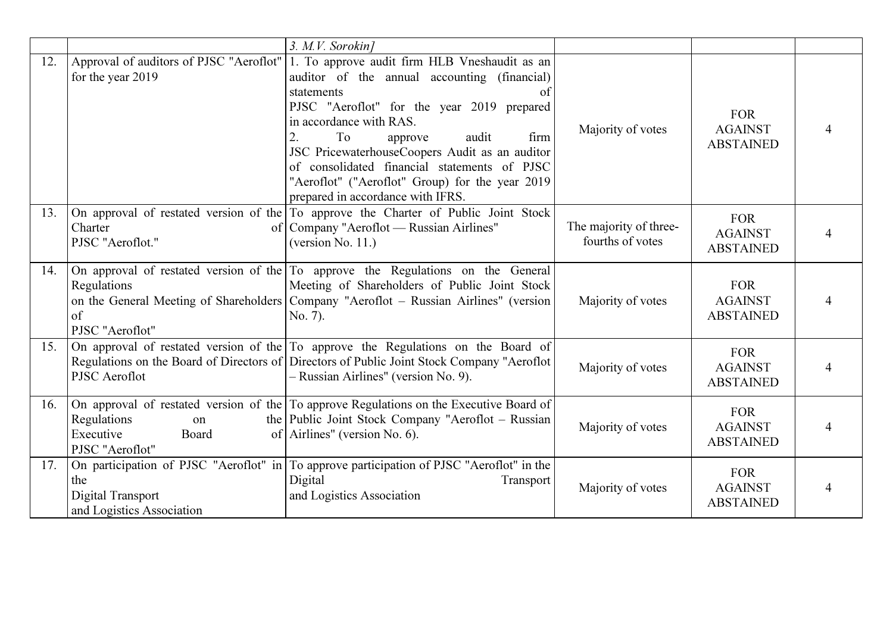| | | | | | |
|---|---|---|---|---|---|
| | | *3. M.V. Sorokin]* | | | |
| 12. | Approval of auditors of PJSC "Aeroflot" for the year 2019 | 1. To approve audit firm HLB Vneshaudit as an auditor of the annual accounting (financial) statements of PJSC "Aeroflot" for the year 2019 prepared in accordance with RAS.<br>2. To approve audit firm JSC PricewaterhouseCoopers Audit as an auditor of consolidated financial statements of PJSC "Aeroflot" ("Aeroflot" Group) for the year 2019 prepared in accordance with IFRS. | Majority of votes | FOR<br>AGAINST<br>ABSTAINED | 4 |
| 13. | On approval of restated version of the Charter of PJSC "Aeroflot." | To approve the Charter of Public Joint Stock Company "Aeroflot — Russian Airlines" (version No. 11.) | The majority of three-fourths of votes | FOR<br>AGAINST<br>ABSTAINED | 4 |
| 14. | On approval of restated version of the Regulations on the General Meeting of Shareholders of PJSC "Aeroflot" | To approve the Regulations on the General Meeting of Shareholders of Public Joint Stock Company "Aeroflot – Russian Airlines" (version No. 7). | Majority of votes | FOR<br>AGAINST<br>ABSTAINED | 4 |
| 15. | On approval of restated version of the Regulations on the Board of Directors of PJSC Aeroflot | To approve the Regulations on the Board of Directors of Public Joint Stock Company "Aeroflot – Russian Airlines" (version No. 9). | Majority of votes | FOR<br>AGAINST<br>ABSTAINED | 4 |
| 16. | On approval of restated version of the Regulations on the Executive Board of PJSC "Aeroflot" | To approve Regulations on the Executive Board of Public Joint Stock Company "Aeroflot – Russian Airlines" (version No. 6). | Majority of votes | FOR<br>AGAINST<br>ABSTAINED | 4 |
| 17. | On participation of PJSC "Aeroflot" in the Digital Transport and Logistics Association | To approve participation of PJSC "Aeroflot" in the Digital Transport and Logistics Association | Majority of votes | FOR<br>AGAINST<br>ABSTAINED | 4 |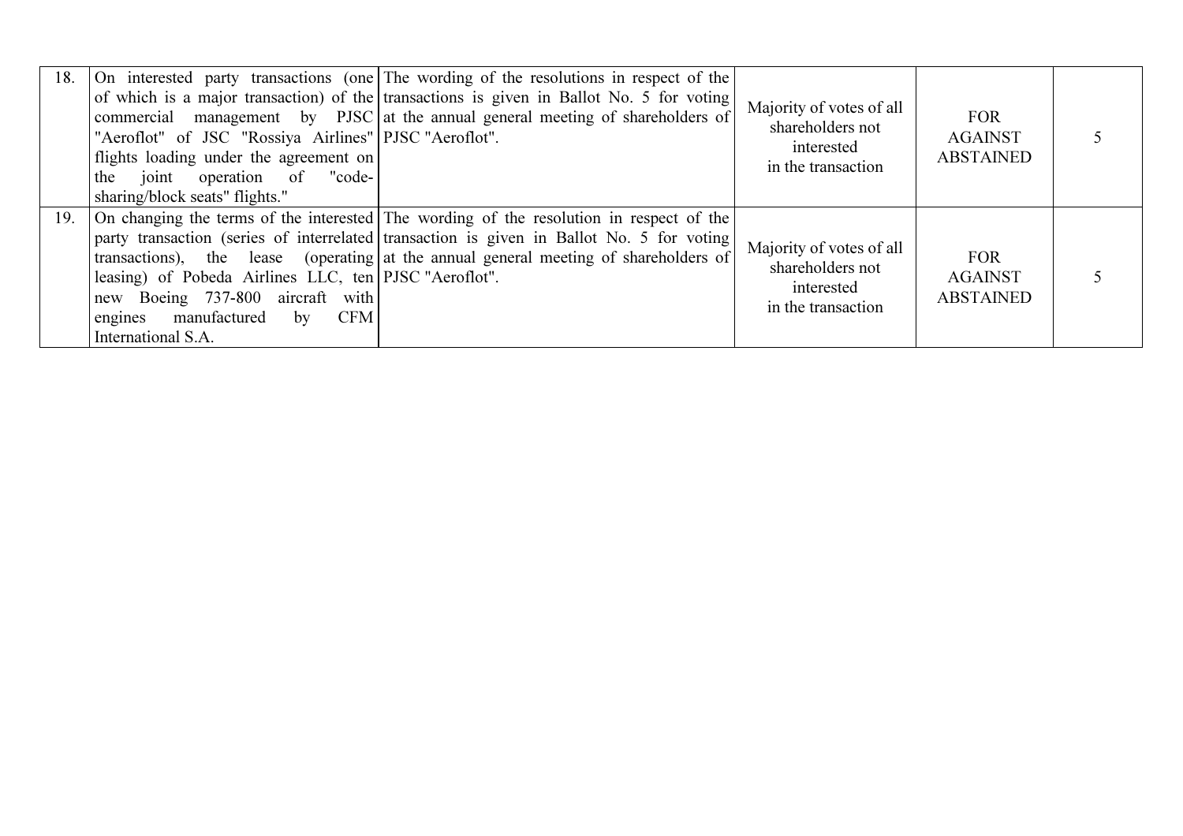| | | | | | |
|---|---|---|---|---|---|
| 18. | On interested party transactions (one of which is a major transaction) of the commercial management by PJSC "Aeroflot" of JSC "Rossiya Airlines" flights loading under the agreement on the joint operation of "code-sharing/block seats" flights." | The wording of the resolutions in respect of the transactions is given in Ballot No. 5 for voting at the annual general meeting of shareholders of PJSC "Aeroflot". | Majority of votes of all shareholders not interested in the transaction | FOR AGAINST ABSTAINED | 5 |
| 19. | On changing the terms of the interested party transaction (series of interrelated transactions), the lease (operating leasing) of Pobeda Airlines LLC, ten new Boeing 737-800 aircraft with engines manufactured by CFM International S.A. | The wording of the resolution in respect of the transaction is given in Ballot No. 5 for voting at the annual general meeting of shareholders of PJSC "Aeroflot". | Majority of votes of all shareholders not interested in the transaction | FOR AGAINST ABSTAINED | 5 |